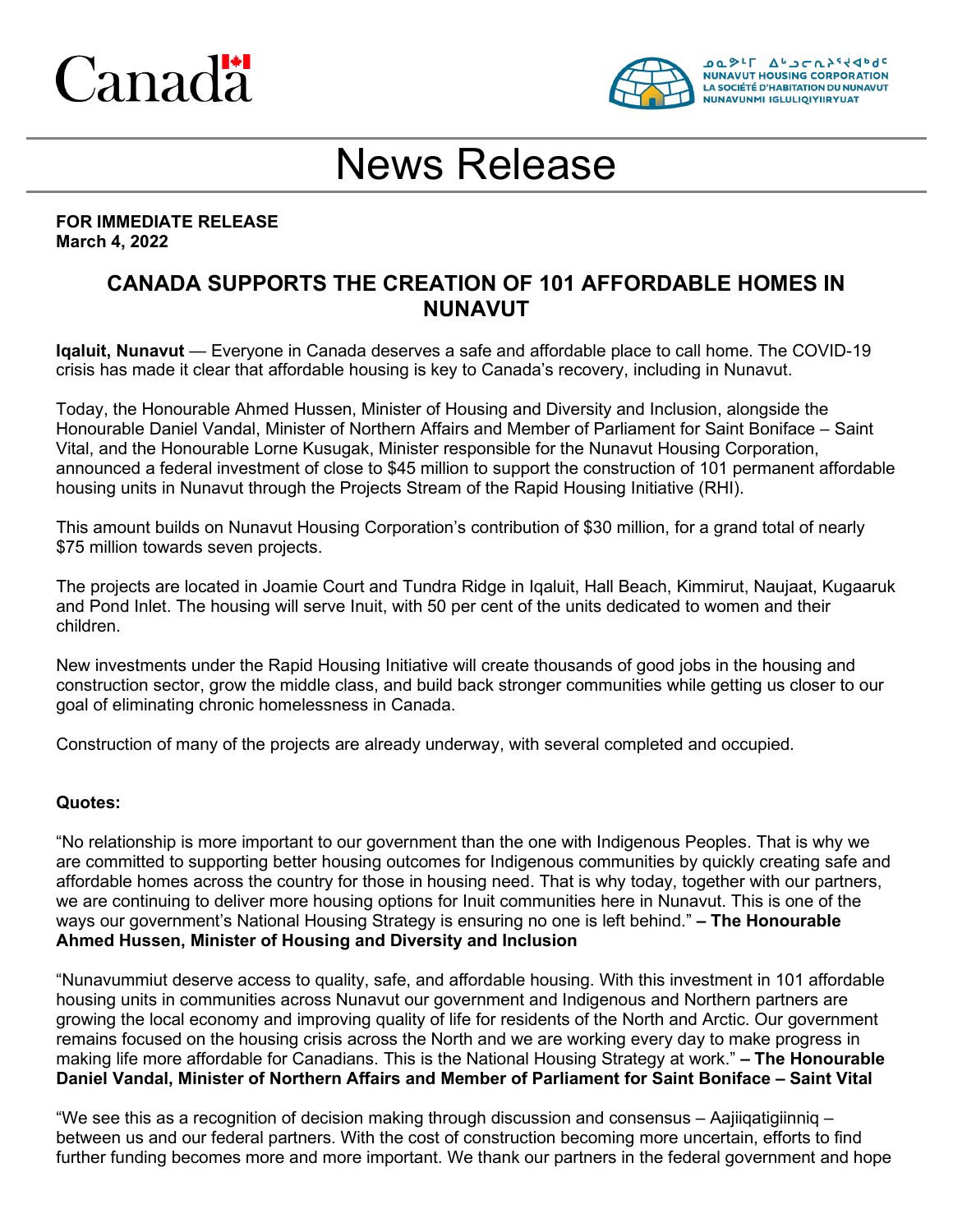Canada

ᓄᓇᕗᒻᒥ ᐃᒡᓗᓕᕆᔨᒃᑯᑦ
NUNAVUT HOUSING CORPORATION
LA SOCIÉTÉ D'HABITATION DU NUNAVUT
NUNAVUNMI IGLULIQIYIIRYUAT

# News Release

**FOR IMMEDIATE RELEASE**
**March 4, 2022**

## CANADA SUPPORTS THE CREATION OF 101 AFFORDABLE HOMES IN NUNAVUT

**Iqaluit, Nunavut** — Everyone in Canada deserves a safe and affordable place to call home. The COVID-19 crisis has made it clear that affordable housing is key to Canada's recovery, including in Nunavut.

Today, the Honourable Ahmed Hussen, Minister of Housing and Diversity and Inclusion, alongside the Honourable Daniel Vandal, Minister of Northern Affairs and Member of Parliament for Saint Boniface – Saint Vital, and the Honourable Lorne Kusugak, Minister responsible for the Nunavut Housing Corporation, announced a federal investment of close to $45 million to support the construction of 101 permanent affordable housing units in Nunavut through the Projects Stream of the Rapid Housing Initiative (RHI).

This amount builds on Nunavut Housing Corporation's contribution of $30 million, for a grand total of nearly $75 million towards seven projects.

The projects are located in Joamie Court and Tundra Ridge in Iqaluit, Hall Beach, Kimmirut, Naujaat, Kugaaruk and Pond Inlet. The housing will serve Inuit, with 50 per cent of the units dedicated to women and their children.

New investments under the Rapid Housing Initiative will create thousands of good jobs in the housing and construction sector, grow the middle class, and build back stronger communities while getting us closer to our goal of eliminating chronic homelessness in Canada.

Construction of many of the projects are already underway, with several completed and occupied.

**Quotes:**

"No relationship is more important to our government than the one with Indigenous Peoples. That is why we are committed to supporting better housing outcomes for Indigenous communities by quickly creating safe and affordable homes across the country for those in housing need. That is why today, together with our partners, we are continuing to deliver more housing options for Inuit communities here in Nunavut. This is one of the ways our government's National Housing Strategy is ensuring no one is left behind." **– The Honourable Ahmed Hussen, Minister of Housing and Diversity and Inclusion**

"Nunavummiut deserve access to quality, safe, and affordable housing. With this investment in 101 affordable housing units in communities across Nunavut our government and Indigenous and Northern partners are growing the local economy and improving quality of life for residents of the North and Arctic. Our government remains focused on the housing crisis across the North and we are working every day to make progress in making life more affordable for Canadians. This is the National Housing Strategy at work." **– The Honourable Daniel Vandal, Minister of Northern Affairs and Member of Parliament for Saint Boniface – Saint Vital**

"We see this as a recognition of decision making through discussion and consensus – Aajiiqatigiinniq – between us and our federal partners. With the cost of construction becoming more uncertain, efforts to find further funding becomes more and more important. We thank our partners in the federal government and hope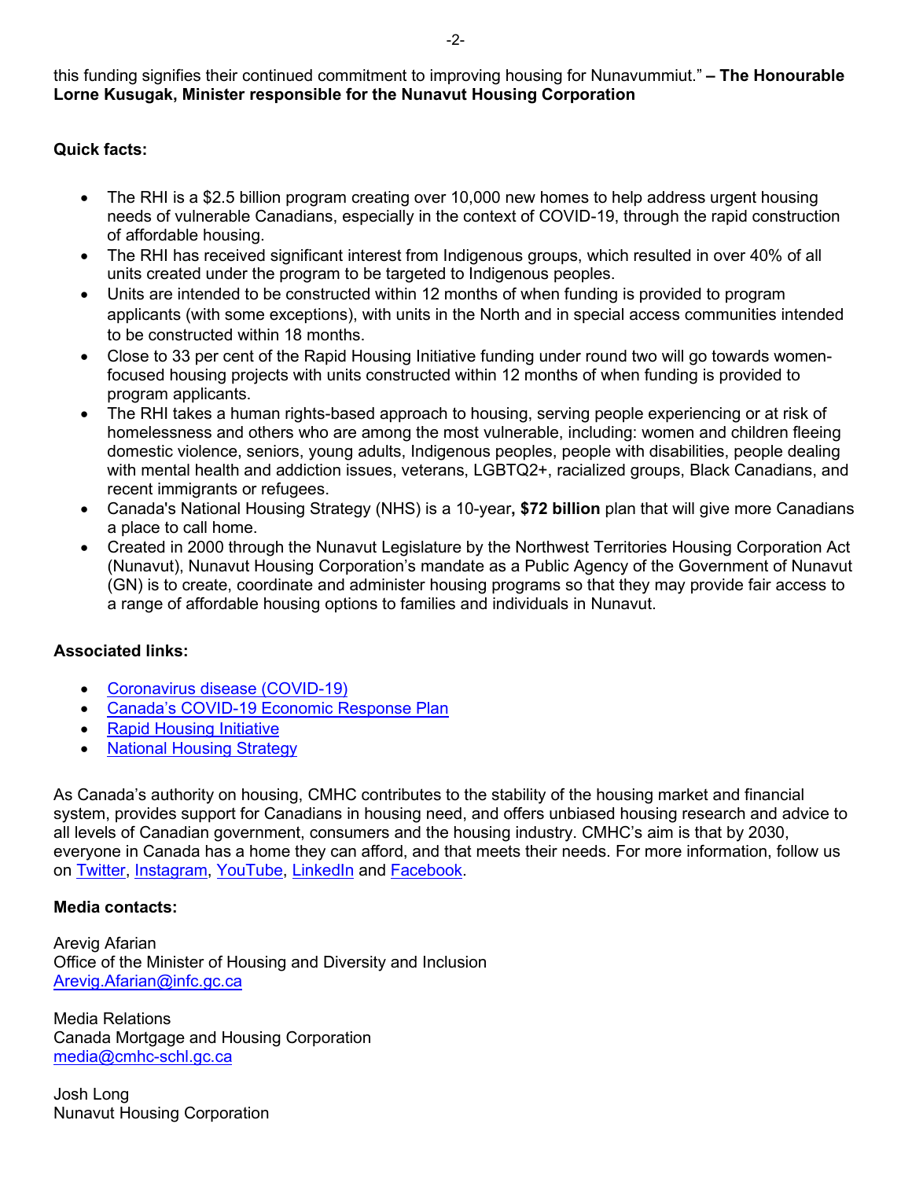this funding signifies their continued commitment to improving housing for Nunavummiut." **– The Honourable Lorne Kusugak, Minister responsible for the Nunavut Housing Corporation**

**Quick facts:**

- The RHI is a $2.5 billion program creating over 10,000 new homes to help address urgent housing needs of vulnerable Canadians, especially in the context of COVID-19, through the rapid construction of affordable housing.
- The RHI has received significant interest from Indigenous groups, which resulted in over 40% of all units created under the program to be targeted to Indigenous peoples.
- Units are intended to be constructed within 12 months of when funding is provided to program applicants (with some exceptions), with units in the North and in special access communities intended to be constructed within 18 months.
- Close to 33 per cent of the Rapid Housing Initiative funding under round two will go towards women-focused housing projects with units constructed within 12 months of when funding is provided to program applicants.
- The RHI takes a human rights-based approach to housing, serving people experiencing or at risk of homelessness and others who are among the most vulnerable, including: women and children fleeing domestic violence, seniors, young adults, Indigenous peoples, people with disabilities, people dealing with mental health and addiction issues, veterans, LGBTQ2+, racialized groups, Black Canadians, and recent immigrants or refugees.
- Canada's National Housing Strategy (NHS) is a 10-year**, $72 billion** plan that will give more Canadians a place to call home.
- Created in 2000 through the Nunavut Legislature by the Northwest Territories Housing Corporation Act (Nunavut), Nunavut Housing Corporation's mandate as a Public Agency of the Government of Nunavut (GN) is to create, coordinate and administer housing programs so that they may provide fair access to a range of affordable housing options to families and individuals in Nunavut.

**Associated links:**

- Coronavirus disease (COVID-19)
- Canada's COVID-19 Economic Response Plan
- Rapid Housing Initiative
- National Housing Strategy

As Canada's authority on housing, CMHC contributes to the stability of the housing market and financial system, provides support for Canadians in housing need, and offers unbiased housing research and advice to all levels of Canadian government, consumers and the housing industry. CMHC's aim is that by 2030, everyone in Canada has a home they can afford, and that meets their needs. For more information, follow us on Twitter, Instagram, YouTube, LinkedIn and Facebook.

**Media contacts:**

Arevig Afarian
Office of the Minister of Housing and Diversity and Inclusion
Arevig.Afarian@infc.gc.ca

Media Relations
Canada Mortgage and Housing Corporation
media@cmhc-schl.gc.ca

Josh Long
Nunavut Housing Corporation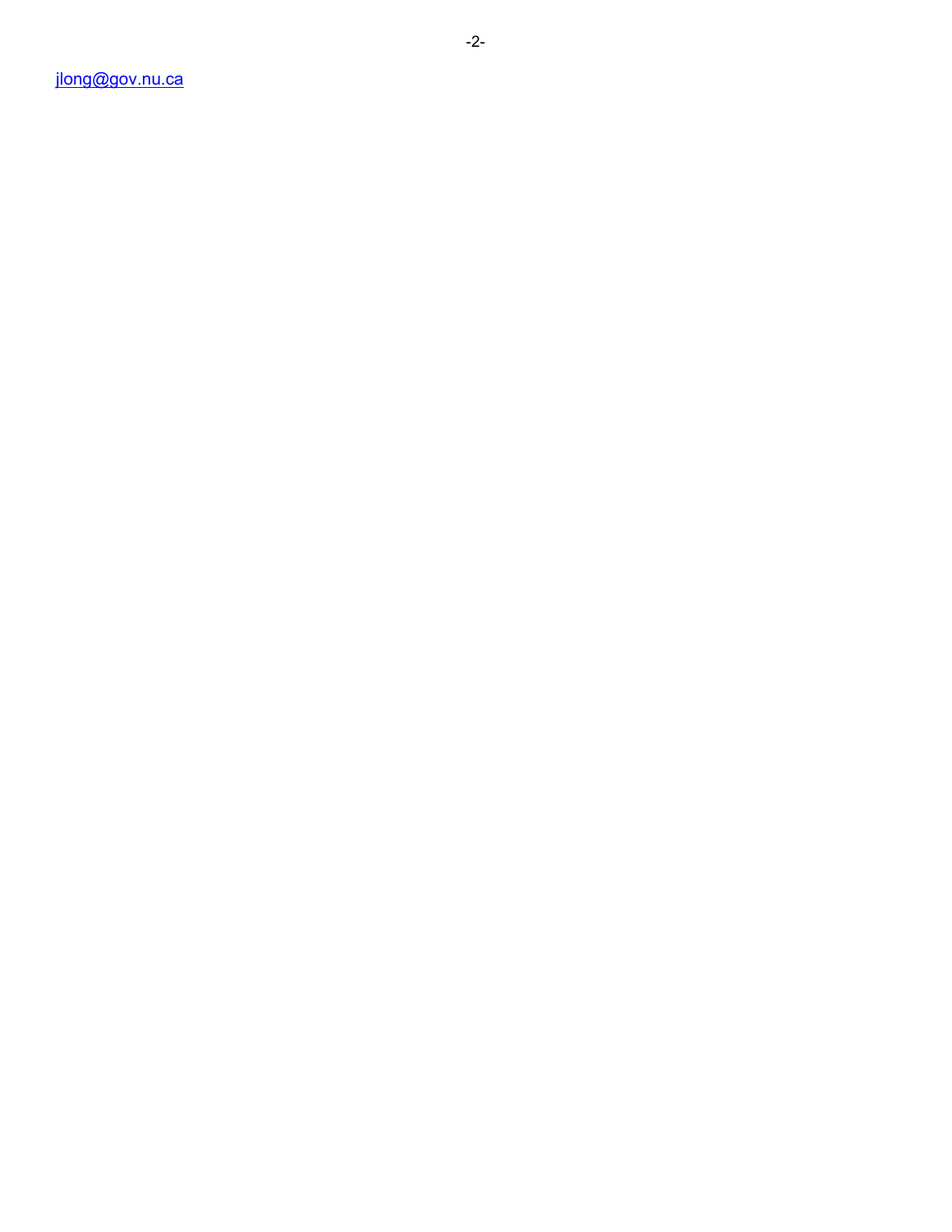[jlong@gov.nu.ca](mailto:jlong@gov.nu.ca)